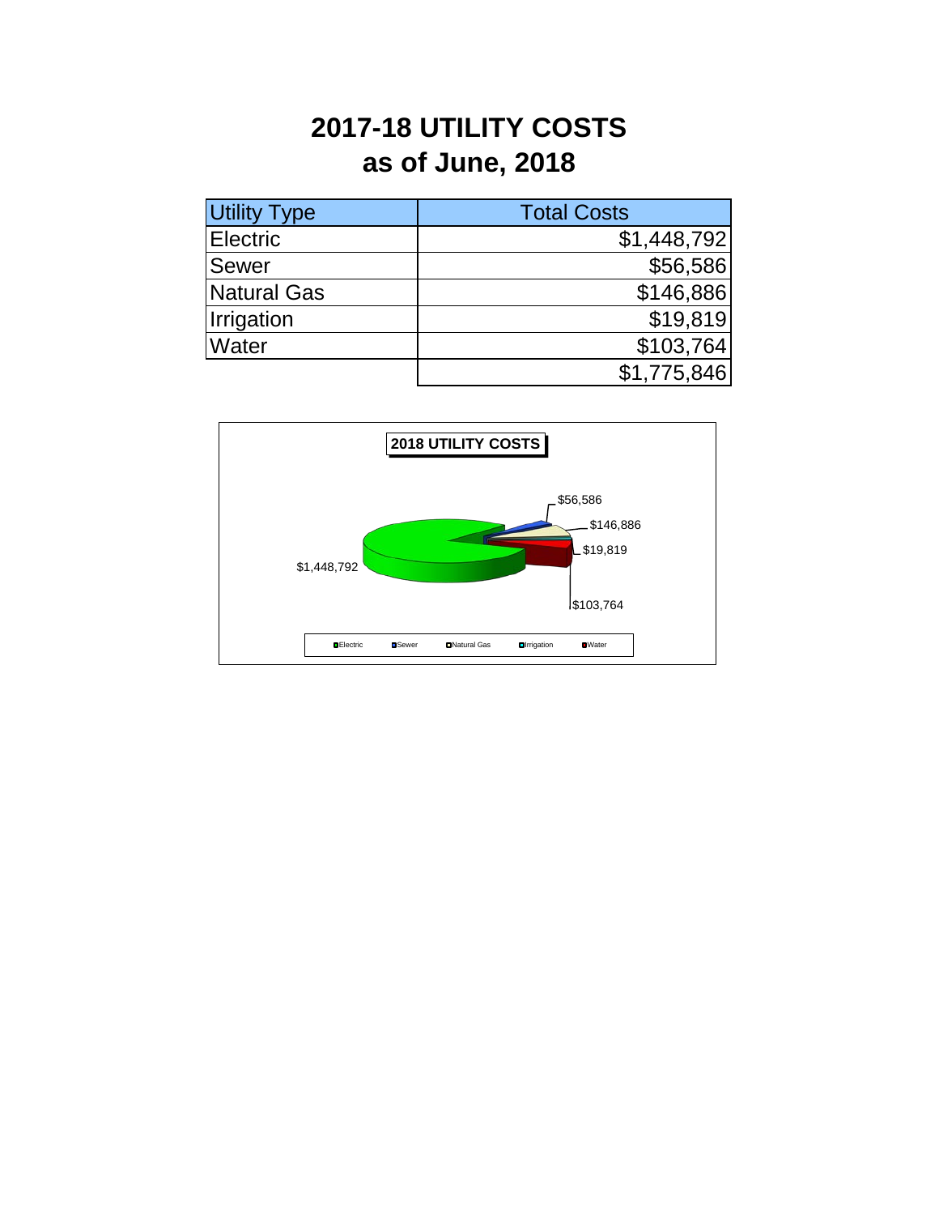# 2017-18 UTILITY COSTS
# as of June, 2018

| Utility Type | Total Costs |
|---|---|
| Electric | $1,448,792 |
| Sewer | $56,586 |
| Natural Gas | $146,886 |
| Irrigation | $19,819 |
| Water | $103,764 |
| | $1,775,846 |

2018 UTILITY COSTS

$56,586
$146,886
$19,819
$1,448,792
$103,764

Electric
Sewer
Natural Gas
Irrigation
Water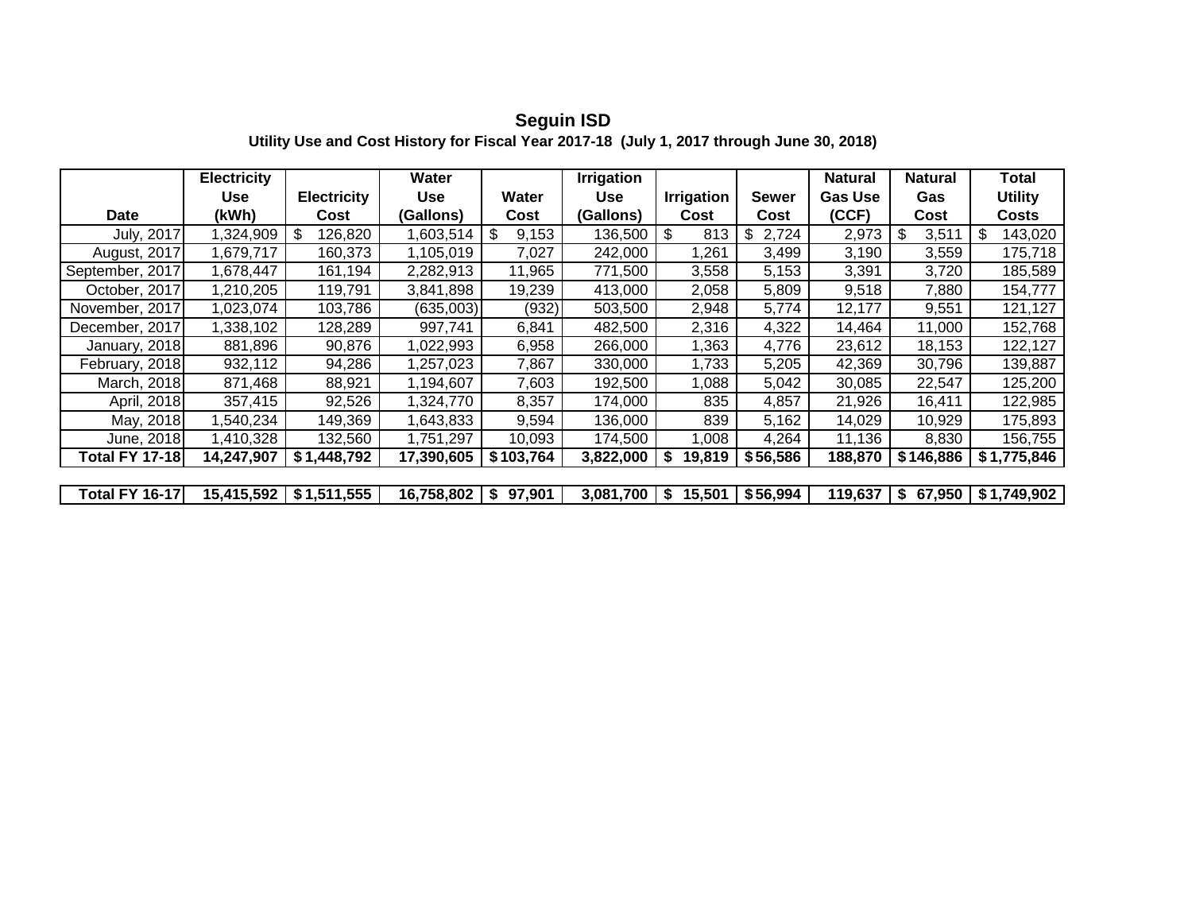## Seguin ISD

**Utility Use and Cost History for Fiscal Year 2017-18 (July 1, 2017 through June 30, 2018)**

| Date | Electricity Use (kWh) | Electricity Cost | Water Use (Gallons) | Water Cost | Irrigation Use (Gallons) | Irrigation Cost | Sewer Cost | Natural Gas Use (CCF) | Natural Gas Cost | Total Utility Costs |
|---|---|---|---|---|---|---|---|---|---|---|
| July, 2017 | 1,324,909 | $ 126,820 | 1,603,514 | $ 9,153 | 136,500 | $ 813 | $ 2,724 | 2,973 | $ 3,511 | $ 143,020 |
| August, 2017 | 1,679,717 | 160,373 | 1,105,019 | 7,027 | 242,000 | 1,261 | 3,499 | 3,190 | 3,559 | 175,718 |
| September, 2017 | 1,678,447 | 161,194 | 2,282,913 | 11,965 | 771,500 | 3,558 | 5,153 | 3,391 | 3,720 | 185,589 |
| October, 2017 | 1,210,205 | 119,791 | 3,841,898 | 19,239 | 413,000 | 2,058 | 5,809 | 9,518 | 7,880 | 154,777 |
| November, 2017 | 1,023,074 | 103,786 | (635,003) | (932) | 503,500 | 2,948 | 5,774 | 12,177 | 9,551 | 121,127 |
| December, 2017 | 1,338,102 | 128,289 | 997,741 | 6,841 | 482,500 | 2,316 | 4,322 | 14,464 | 11,000 | 152,768 |
| January, 2018 | 881,896 | 90,876 | 1,022,993 | 6,958 | 266,000 | 1,363 | 4,776 | 23,612 | 18,153 | 122,127 |
| February, 2018 | 932,112 | 94,286 | 1,257,023 | 7,867 | 330,000 | 1,733 | 5,205 | 42,369 | 30,796 | 139,887 |
| March, 2018 | 871,468 | 88,921 | 1,194,607 | 7,603 | 192,500 | 1,088 | 5,042 | 30,085 | 22,547 | 125,200 |
| April, 2018 | 357,415 | 92,526 | 1,324,770 | 8,357 | 174,000 | 835 | 4,857 | 21,926 | 16,411 | 122,985 |
| May, 2018 | 1,540,234 | 149,369 | 1,643,833 | 9,594 | 136,000 | 839 | 5,162 | 14,029 | 10,929 | 175,893 |
| June, 2018 | 1,410,328 | 132,560 | 1,751,297 | 10,093 | 174,500 | 1,008 | 4,264 | 11,136 | 8,830 | 156,755 |
| **Total FY 17-18** | **14,247,907** | **$ 1,448,792** | **17,390,605** | **$ 103,764** | **3,822,000** | **$ 19,819** | **$ 56,586** | **188,870** | **$ 146,886** | **$ 1,775,846** |
| | | | | | | | | | | |
| **Total FY 16-17** | **15,415,592** | **$ 1,511,555** | **16,758,802** | **$ 97,901** | **3,081,700** | **$ 15,501** | **$ 56,994** | **119,637** | **$ 67,950** | **$ 1,749,902** |